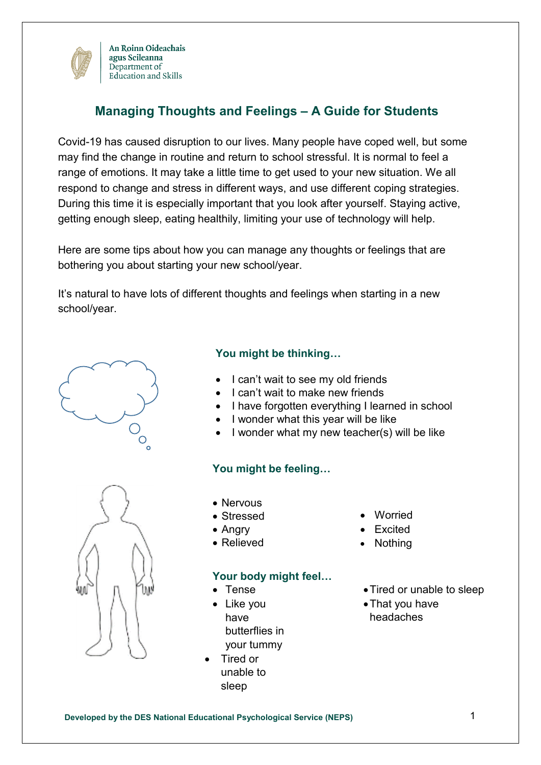An Roinn Oideachais agus Scileanna
Department of Education and Skills

# Managing Thoughts and Feelings – A Guide for Students

Covid-19 has caused disruption to our lives. Many people have coped well, but some may find the change in routine and return to school stressful. It is normal to feel a range of emotions. It may take a little time to get used to your new situation. We all respond to change and stress in different ways, and use different coping strategies. During this time it is especially important that you look after yourself. Staying active, getting enough sleep, eating healthily, limiting your use of technology will help.

Here are some tips about how you can manage any thoughts or feelings that are bothering you about starting your new school/year.

It's natural to have lots of different thoughts and feelings when starting in a new school/year.

### You might be thinking…

- I can't wait to see my old friends
- I can't wait to make new friends
- I have forgotten everything I learned in school
- I wonder what this year will be like
- I wonder what my new teacher(s) will be like

### You might be feeling…

- Nervous
- Stressed
- Angry
- Relieved
- Worried
- Excited
- Nothing

### Your body might feel…

- Tense
- Like you have butterflies in your tummy
- Tired or unable to sleep
- Tired or unable to sleep
- That you have headaches

Developed by the DES National Educational Psychological Service (NEPS)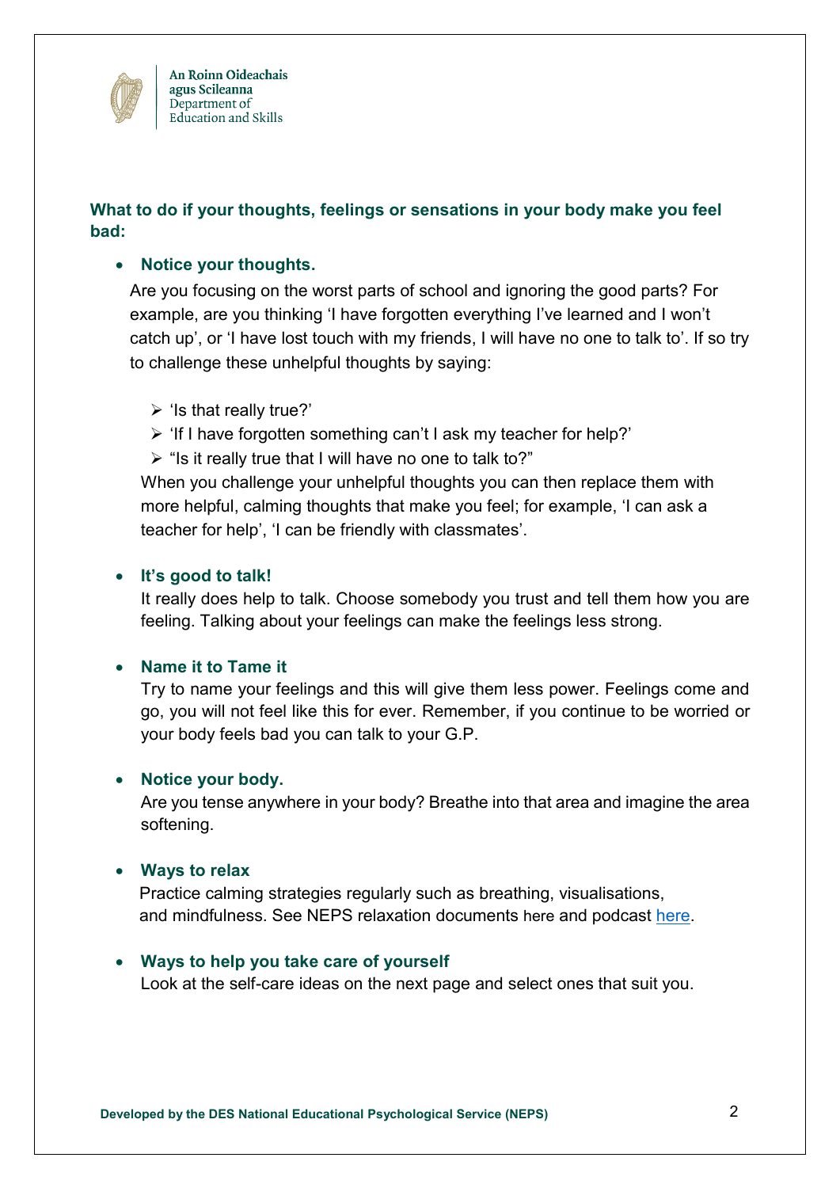An Roinn Oideachais agus Scileanna
Department of Education and Skills

## What to do if your thoughts, feelings or sensations in your body make you feel bad:

- **Notice your thoughts.**

  Are you focusing on the worst parts of school and ignoring the good parts? For example, are you thinking 'I have forgotten everything I've learned and I won't catch up', or 'I have lost touch with my friends, I will have no one to talk to'. If so try to challenge these unhelpful thoughts by saying:

  - 'Is that really true?'
  - 'If I have forgotten something can't I ask my teacher for help?'
  - "Is it really true that I will have no one to talk to?"

  When you challenge your unhelpful thoughts you can then replace them with more helpful, calming thoughts that make you feel; for example, 'I can ask a teacher for help', 'I can be friendly with classmates'.

- **It's good to talk!**

  It really does help to talk. Choose somebody you trust and tell them how you are feeling. Talking about your feelings can make the feelings less strong.

- **Name it to Tame it**

  Try to name your feelings and this will give them less power. Feelings come and go, you will not feel like this for ever. Remember, if you continue to be worried or your body feels bad you can talk to your G.P.

- **Notice your body.**

  Are you tense anywhere in your body? Breathe into that area and imagine the area softening.

- **Ways to relax**

  Practice calming strategies regularly such as breathing, visualisations, and mindfulness. See NEPS relaxation documents here and podcast here.

- **Ways to help you take care of yourself**

  Look at the self-care ideas on the next page and select ones that suit you.

Developed by the DES National Educational Psychological Service (NEPS)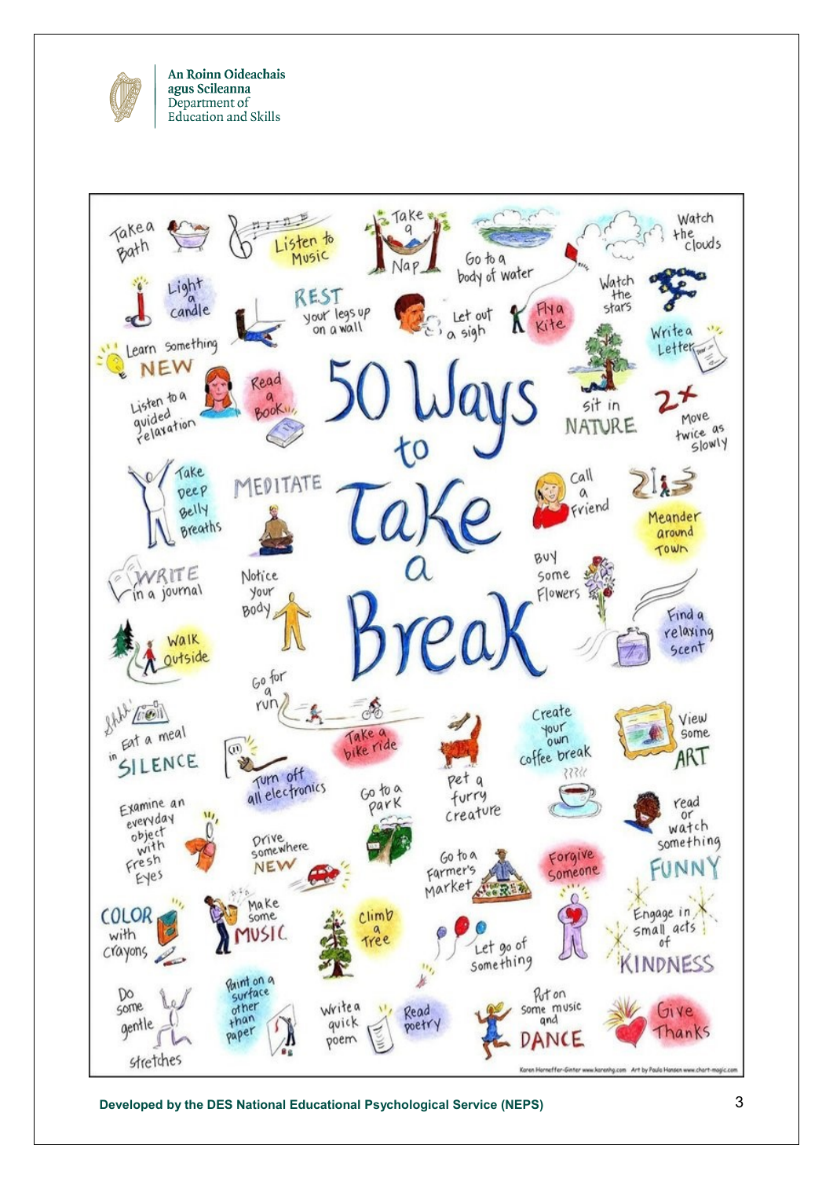# 50 Ways to Take a Break

- Take a Bath
- Listen to Music
- Take a Nap
- Go to a body of water
- Watch the clouds
- Light a candle
- REST your legs up on a wall
- Let out a sigh
- Fly a Kite
- Watch the stars
- Write a Letter
- Learn something NEW
- Listen to a guided relaxation
- Read a Book
- Sit in NATURE
- Move twice as slowly
- Take Deep Belly Breaths
- MEDITATE
- Call a Friend
- Meander around Town
- WRITE in a journal
- Notice your Body
- Buy some Flowers
- Find a relaxing scent
- Walk Outside
- Go for a run
- Shhh! Eat a meal in SILENCE
- Turn off all electronics
- Take a bike ride
- Pet a furry creature
- Create your own coffee break
- View some ART
- Examine an everyday object with Fresh Eyes
- Go to a park
- Drive somewhere NEW
- Go to a Farmer's Market
- Forgive Someone
- Read or watch something FUNNY
- COLOR with crayons
- Make some MUSIC
- Climb a Tree
- Let go of something
- Engage in small acts of KINDNESS
- Do some gentle stretches
- Paint on a surface other than paper
- Write a quick poem
- Read poetry
- Put on some music and DANCE
- Give Thanks

Karen Horneffer-Ginter www.karenhg.com Art by Paula Hansen www.chart-magic.com